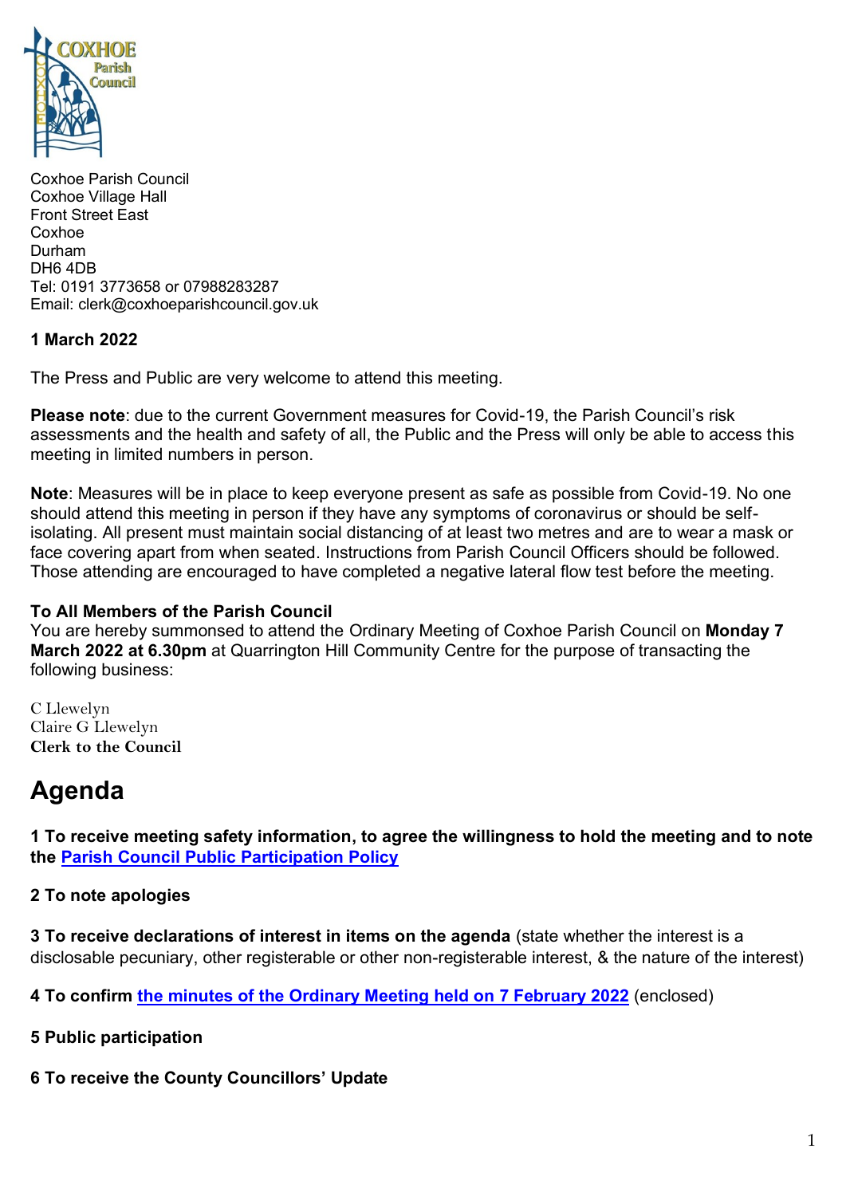Coxhoe Parish Council
Coxhoe Village Hall
Front Street East
Coxhoe
Durham
DH6 4DB
Tel: 0191 3773658 or 07988283287
Email: clerk@coxhoeparishcouncil.gov.uk

**1 March 2022**

The Press and Public are very welcome to attend this meeting.

**Please note**: due to the current Government measures for Covid-19, the Parish Council's risk assessments and the health and safety of all, the Public and the Press will only be able to access this meeting in limited numbers in person.

**Note**: Measures will be in place to keep everyone present as safe as possible from Covid-19. No one should attend this meeting in person if they have any symptoms of coronavirus or should be self-isolating. All present must maintain social distancing of at least two metres and are to wear a mask or face covering apart from when seated. Instructions from Parish Council Officers should be followed. Those attending are encouraged to have completed a negative lateral flow test before the meeting.

**To All Members of the Parish Council**
You are hereby summonsed to attend the Ordinary Meeting of Coxhoe Parish Council on **Monday 7 March 2022 at 6.30pm** at Quarrington Hill Community Centre for the purpose of transacting the following business:

C Llewelyn
Claire G Llewelyn
**Clerk to the Council**

# Agenda

**1 To receive meeting safety information, to agree the willingness to hold the meeting and to note the Parish Council Public Participation Policy**

**2 To note apologies**

**3 To receive declarations of interest in items on the agenda** (state whether the interest is a disclosable pecuniary, other registerable or other non-registerable interest, & the nature of the interest)

**4 To confirm the minutes of the Ordinary Meeting held on 7 February 2022** (enclosed)

**5 Public participation**

**6 To receive the County Councillors' Update**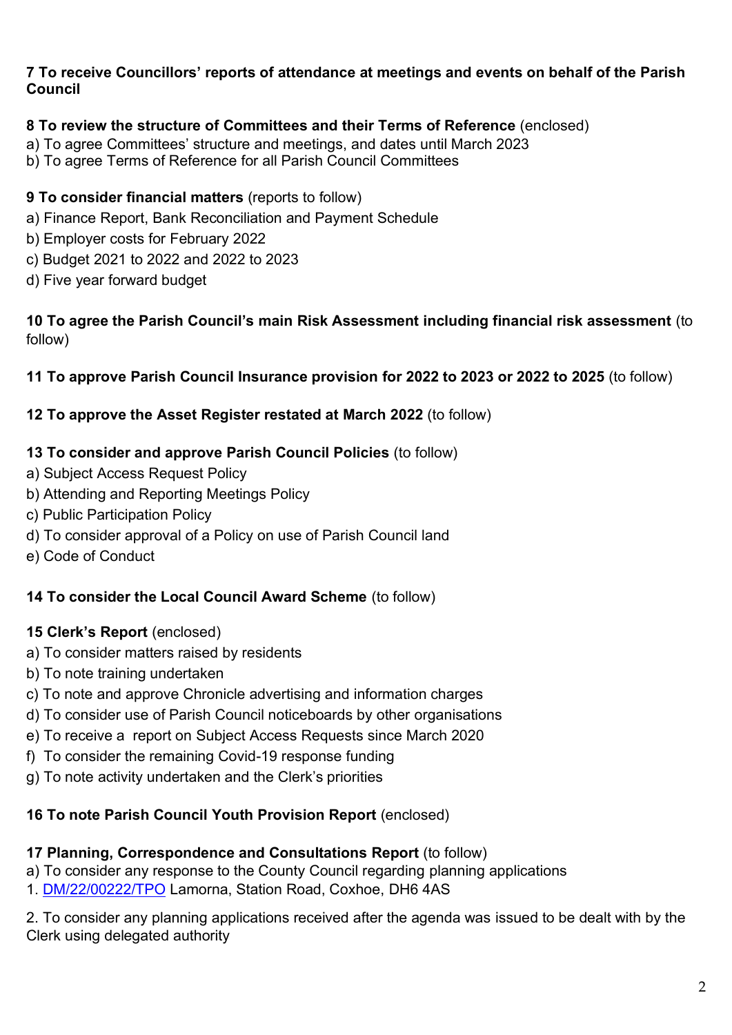**7 To receive Councillors' reports of attendance at meetings and events on behalf of the Parish Council**

**8 To review the structure of Committees and their Terms of Reference** (enclosed)

a) To agree Committees' structure and meetings, and dates until March 2023

b) To agree Terms of Reference for all Parish Council Committees

**9 To consider financial matters** (reports to follow)

a) Finance Report, Bank Reconciliation and Payment Schedule

b) Employer costs for February 2022

c) Budget 2021 to 2022 and 2022 to 2023

d) Five year forward budget

**10 To agree the Parish Council's main Risk Assessment including financial risk assessment** (to follow)

**11 To approve Parish Council Insurance provision for 2022 to 2023 or 2022 to 2025** (to follow)

**12 To approve the Asset Register restated at March 2022** (to follow)

**13 To consider and approve Parish Council Policies** (to follow)

a) Subject Access Request Policy

b) Attending and Reporting Meetings Policy

c) Public Participation Policy

d) To consider approval of a Policy on use of Parish Council land

e) Code of Conduct

**14 To consider the Local Council Award Scheme** (to follow)

**15 Clerk's Report** (enclosed)

a) To consider matters raised by residents

b) To note training undertaken

c) To note and approve Chronicle advertising and information charges

d) To consider use of Parish Council noticeboards by other organisations

e) To receive a report on Subject Access Requests since March 2020

f) To consider the remaining Covid-19 response funding

g) To note activity undertaken and the Clerk's priorities

**16 To note Parish Council Youth Provision Report** (enclosed)

**17 Planning, Correspondence and Consultations Report** (to follow)

a) To consider any response to the County Council regarding planning applications

1. DM/22/00222/TPO Lamorna, Station Road, Coxhoe, DH6 4AS

2. To consider any planning applications received after the agenda was issued to be dealt with by the Clerk using delegated authority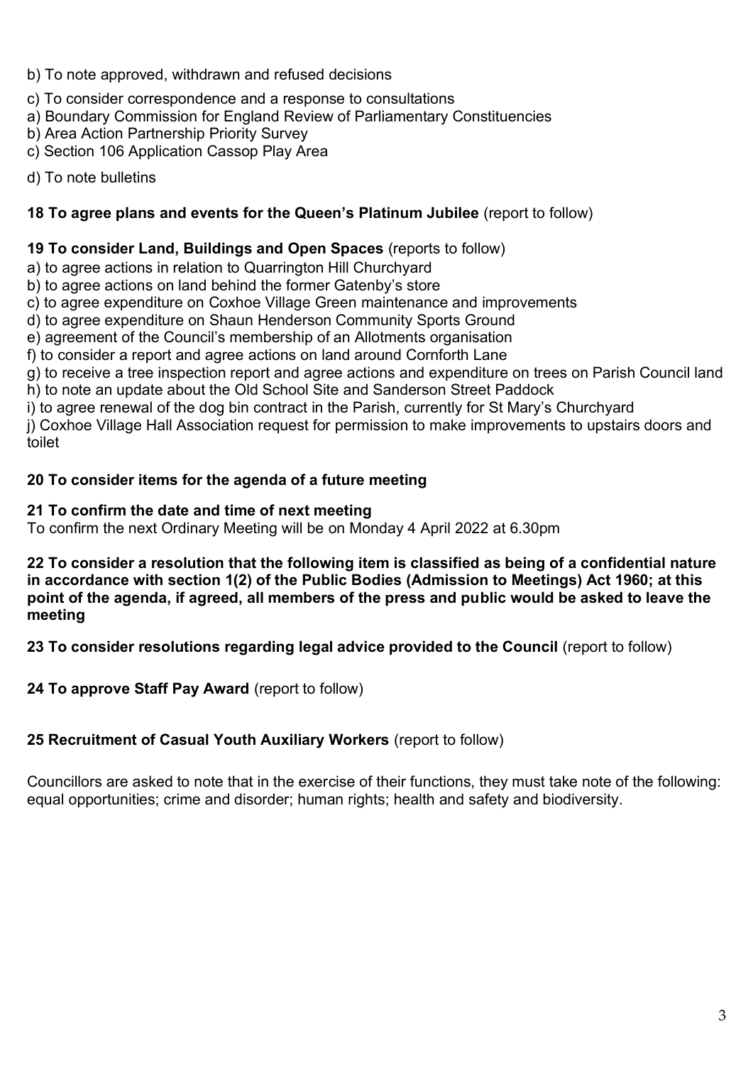b) To note approved, withdrawn and refused decisions

c) To consider correspondence and a response to consultations
a) Boundary Commission for England Review of Parliamentary Constituencies
b) Area Action Partnership Priority Survey
c) Section 106 Application Cassop Play Area

d) To note bulletins

**18 To agree plans and events for the Queen's Platinum Jubilee** (report to follow)

**19 To consider Land, Buildings and Open Spaces** (reports to follow)
a) to agree actions in relation to Quarrington Hill Churchyard
b) to agree actions on land behind the former Gatenby's store
c) to agree expenditure on Coxhoe Village Green maintenance and improvements
d) to agree expenditure on Shaun Henderson Community Sports Ground
e) agreement of the Council's membership of an Allotments organisation
f) to consider a report and agree actions on land around Cornforth Lane
g) to receive a tree inspection report and agree actions and expenditure on trees on Parish Council land
h) to note an update about the Old School Site and Sanderson Street Paddock
i) to agree renewal of the dog bin contract in the Parish, currently for St Mary's Churchyard
j) Coxhoe Village Hall Association request for permission to make improvements to upstairs doors and toilet

**20 To consider items for the agenda of a future meeting**

**21 To confirm the date and time of next meeting**
To confirm the next Ordinary Meeting will be on Monday 4 April 2022 at 6.30pm

**22 To consider a resolution that the following item is classified as being of a confidential nature in accordance with section 1(2) of the Public Bodies (Admission to Meetings) Act 1960; at this point of the agenda, if agreed, all members of the press and public would be asked to leave the meeting**

**23 To consider resolutions regarding legal advice provided to the Council** (report to follow)

**24 To approve Staff Pay Award** (report to follow)

**25 Recruitment of Casual Youth Auxiliary Workers** (report to follow)

Councillors are asked to note that in the exercise of their functions, they must take note of the following: equal opportunities; crime and disorder; human rights; health and safety and biodiversity.